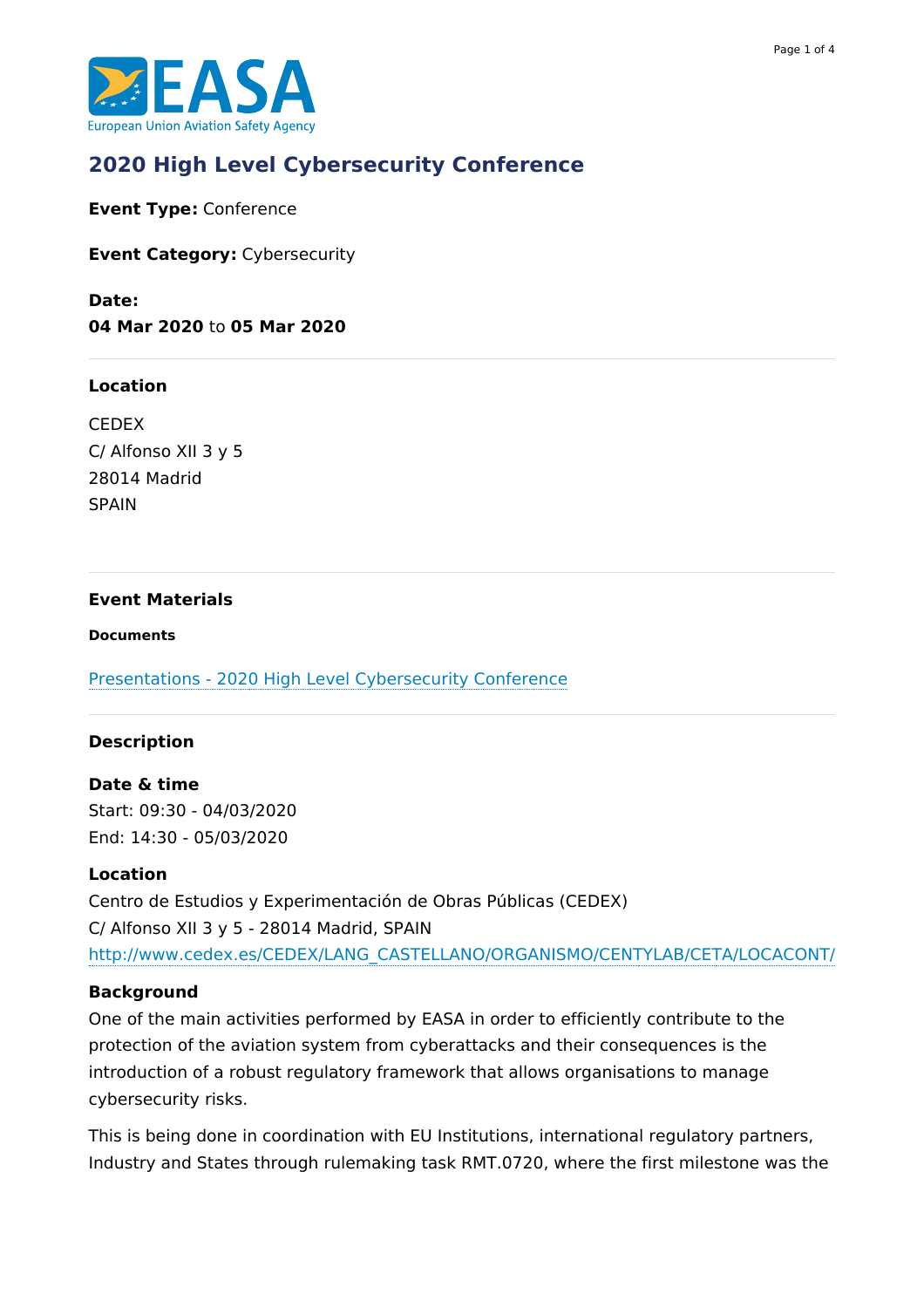# 2020 High Level Cybersecurity Conference

**Event Type:** Conference

**Event Category:** Cybersecurity

**Date:**
**04 Mar 2020** to **05 Mar 2020**

### Location

CEDEX
C/ Alfonso XII 3 y 5
28014 Madrid
SPAIN

### Event Materials

#### Documents

[Presentations - 2020 High Level Cybersecurity Conference]

### Description

**Date & time**
Start: 09:30 - 04/03/2020
End: 14:30 - 05/03/2020

**Location**
Centro de Estudios y Experimentación de Obras Públicas (CEDEX)
C/ Alfonso XII 3 y 5 - 28014 Madrid, SPAIN
http://www.cedex.es/CEDEX/LANG_CASTELLANO/ORGANISMO/CENTYLAB/CETA/LOCACONT/

**Background**
One of the main activities performed by EASA in order to efficiently contribute to the protection of the aviation system from cyberattacks and their consequences is the introduction of a robust regulatory framework that allows organisations to manage cybersecurity risks.

This is being done in coordination with EU Institutions, international regulatory partners, Industry and States through rulemaking task RMT.0720, where the first milestone was the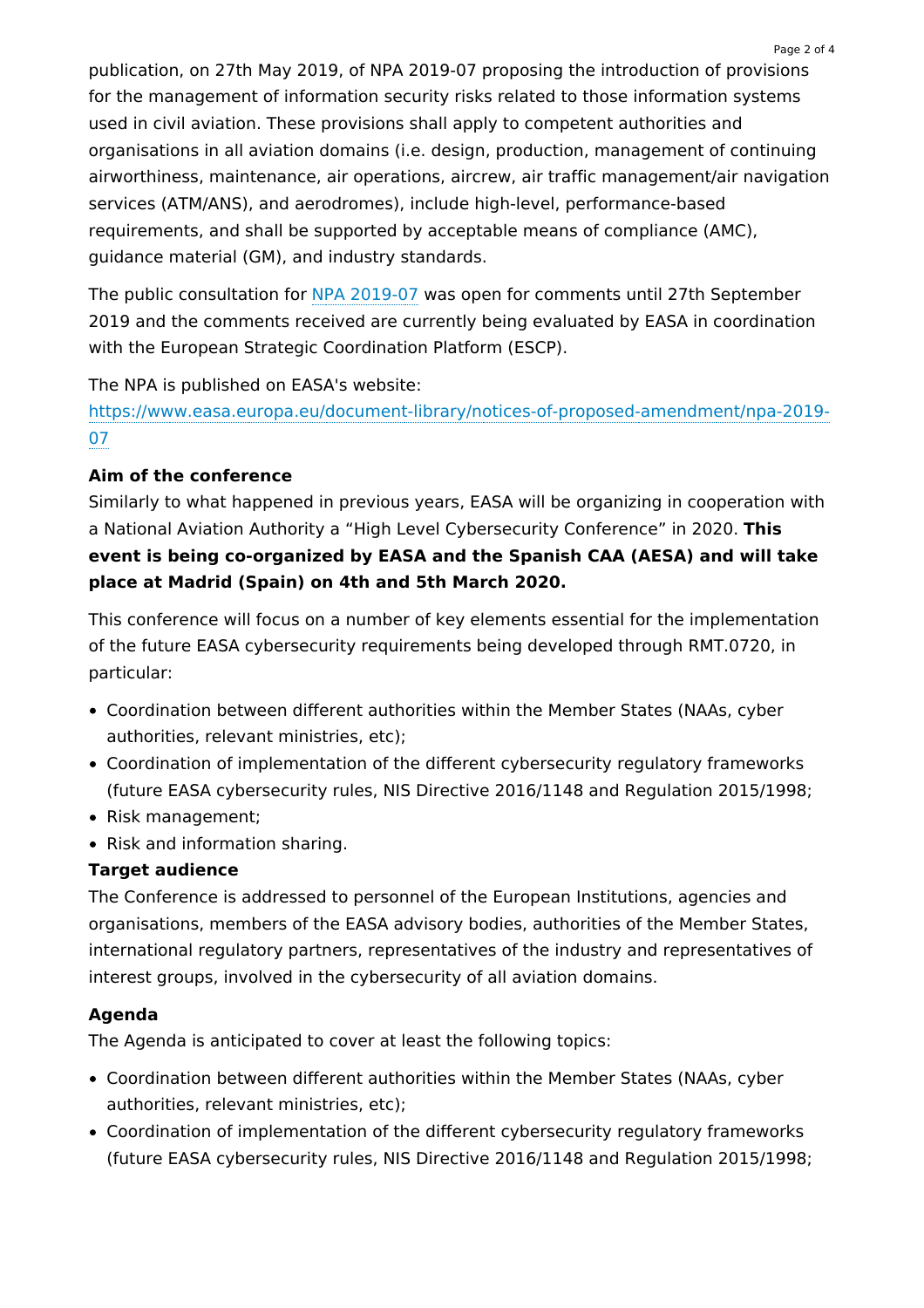publication, on 27th May 2019, of NPA 2019-07 proposing the introduction of provisions for the management of information security risks related to those information systems used in civil aviation. These provisions shall apply to competent authorities and organisations in all aviation domains (i.e. design, production, management of continuing airworthiness, maintenance, air operations, aircrew, air traffic management/air navigation services (ATM/ANS), and aerodromes), include high-level, performance-based requirements, and shall be supported by acceptable means of compliance (AMC), guidance material (GM), and industry standards.

The public consultation for [NPA 2019-07](https://www.easa.europa.eu/document-library/notices-of-proposed-amendment/npa-2019-07) was open for comments until 27th September 2019 and the comments received are currently being evaluated by EASA in coordination with the European Strategic Coordination Platform (ESCP).

The NPA is published on EASA's website:
[https://www.easa.europa.eu/document-library/notices-of-proposed-amendment/npa-2019-07](https://www.easa.europa.eu/document-library/notices-of-proposed-amendment/npa-2019-07)

**Aim of the conference**

Similarly to what happened in previous years, EASA will be organizing in cooperation with a National Aviation Authority a "High Level Cybersecurity Conference" in 2020. **This event is being co-organized by EASA and the Spanish CAA (AESA) and will take place at Madrid (Spain) on 4th and 5th March 2020.**

This conference will focus on a number of key elements essential for the implementation of the future EASA cybersecurity requirements being developed through RMT.0720, in particular:

- Coordination between different authorities within the Member States (NAAs, cyber authorities, relevant ministries, etc);
- Coordination of implementation of the different cybersecurity regulatory frameworks (future EASA cybersecurity rules, NIS Directive 2016/1148 and Regulation 2015/1998;
- Risk management;
- Risk and information sharing.

**Target audience**

The Conference is addressed to personnel of the European Institutions, agencies and organisations, members of the EASA advisory bodies, authorities of the Member States, international regulatory partners, representatives of the industry and representatives of interest groups, involved in the cybersecurity of all aviation domains.

**Agenda**

The Agenda is anticipated to cover at least the following topics:

- Coordination between different authorities within the Member States (NAAs, cyber authorities, relevant ministries, etc);
- Coordination of implementation of the different cybersecurity regulatory frameworks (future EASA cybersecurity rules, NIS Directive 2016/1148 and Regulation 2015/1998;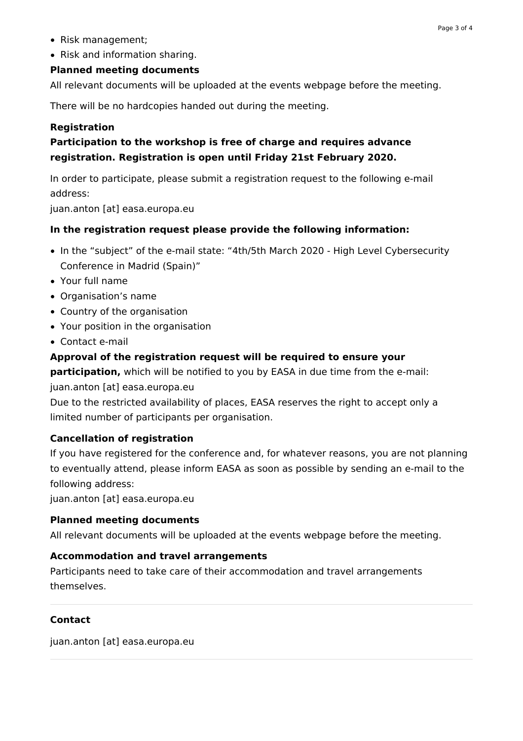- Risk management;
- Risk and information sharing.

**Planned meeting documents**

All relevant documents will be uploaded at the events webpage before the meeting.

There will be no hardcopies handed out during the meeting.

**Registration**

**Participation to the workshop is free of charge and requires advance registration. Registration is open until Friday 21st February 2020.**

In order to participate, please submit a registration request to the following e-mail address:
juan.anton [at] easa.europa.eu

**In the registration request please provide the following information:**

- In the “subject” of the e-mail state: “4th/5th March 2020 - High Level Cybersecurity Conference in Madrid (Spain)”
- Your full name
- Organisation’s name
- Country of the organisation
- Your position in the organisation
- Contact e-mail

**Approval of the registration request will be required to ensure your participation,** which will be notified to you by EASA in due time from the e-mail:
juan.anton [at] easa.europa.eu
Due to the restricted availability of places, EASA reserves the right to accept only a limited number of participants per organisation.

**Cancellation of registration**

If you have registered for the conference and, for whatever reasons, you are not planning to eventually attend, please inform EASA as soon as possible by sending an e-mail to the following address:
juan.anton [at] easa.europa.eu

**Planned meeting documents**

All relevant documents will be uploaded at the events webpage before the meeting.

**Accommodation and travel arrangements**

Participants need to take care of their accommodation and travel arrangements themselves.

---

**Contact**

juan.anton [at] easa.europa.eu

---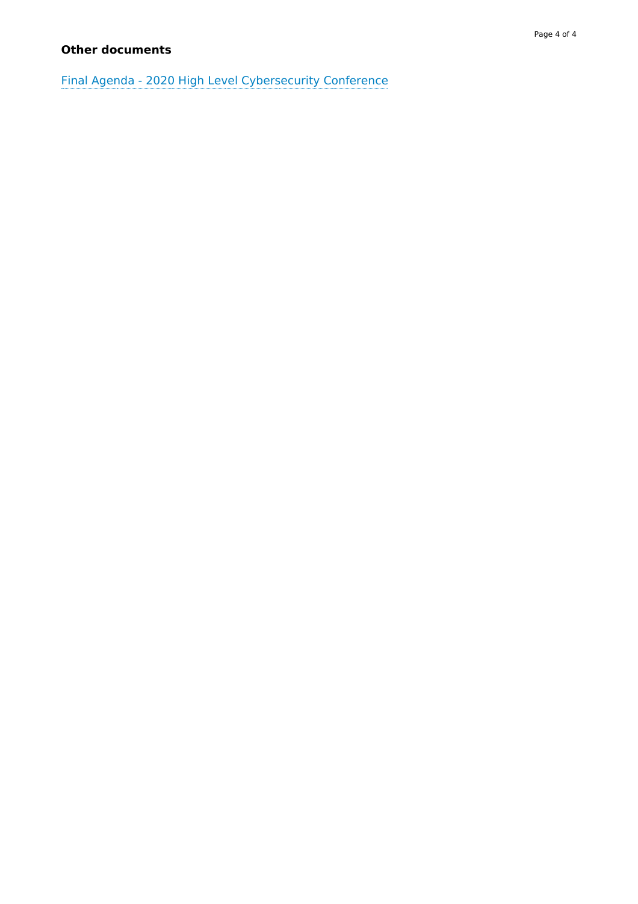### Other documents

Final Agenda - 2020 High Level Cybersecurity Conference